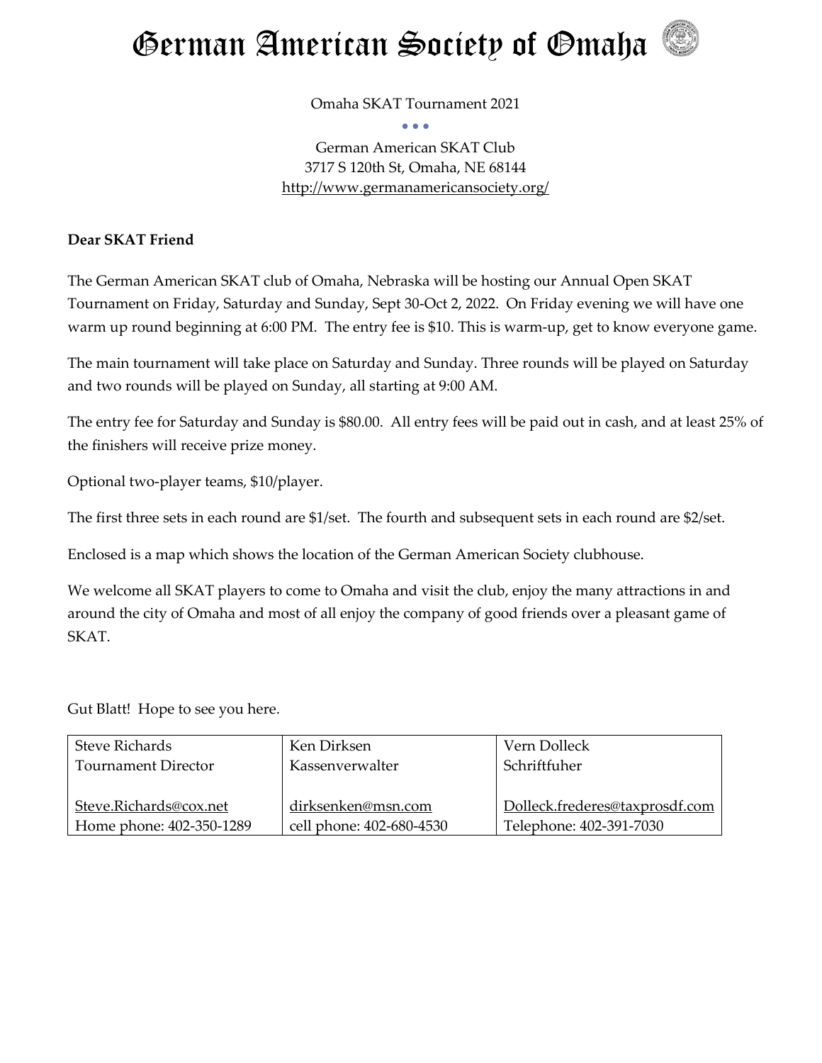# German American Society of Omaha

Omaha SKAT Tournament 2021

German American SKAT Club
3717 S 120th St, Omaha, NE 68144
http://www.germanamericansociety.org/

**Dear SKAT Friend**

The German American SKAT club of Omaha, Nebraska will be hosting our Annual Open SKAT Tournament on Friday, Saturday and Sunday, Sept 30-Oct 2, 2022. On Friday evening we will have one warm up round beginning at 6:00 PM. The entry fee is $10. This is warm-up, get to know everyone game.

The main tournament will take place on Saturday and Sunday. Three rounds will be played on Saturday and two rounds will be played on Sunday, all starting at 9:00 AM.

The entry fee for Saturday and Sunday is $80.00. All entry fees will be paid out in cash, and at least 25% of the finishers will receive prize money.

Optional two-player teams, $10/player.

The first three sets in each round are $1/set. The fourth and subsequent sets in each round are $2/set.

Enclosed is a map which shows the location of the German American Society clubhouse.

We welcome all SKAT players to come to Omaha and visit the club, enjoy the many attractions in and around the city of Omaha and most of all enjoy the company of good friends over a pleasant game of SKAT.

Gut Blatt! Hope to see you here.

| Steve Richards<br>Tournament Director<br><br>Steve.Richards@cox.net<br>Home phone: 402-350-1289 | Ken Dirksen<br>Kassenverwalter<br><br>dirksenken@msn.com<br>cell phone: 402-680-4530 | Vern Dolleck<br>Schriftfuher<br><br>Dolleck.frederes@taxprosdf.com<br>Telephone: 402-391-7030 |
|---|---|---|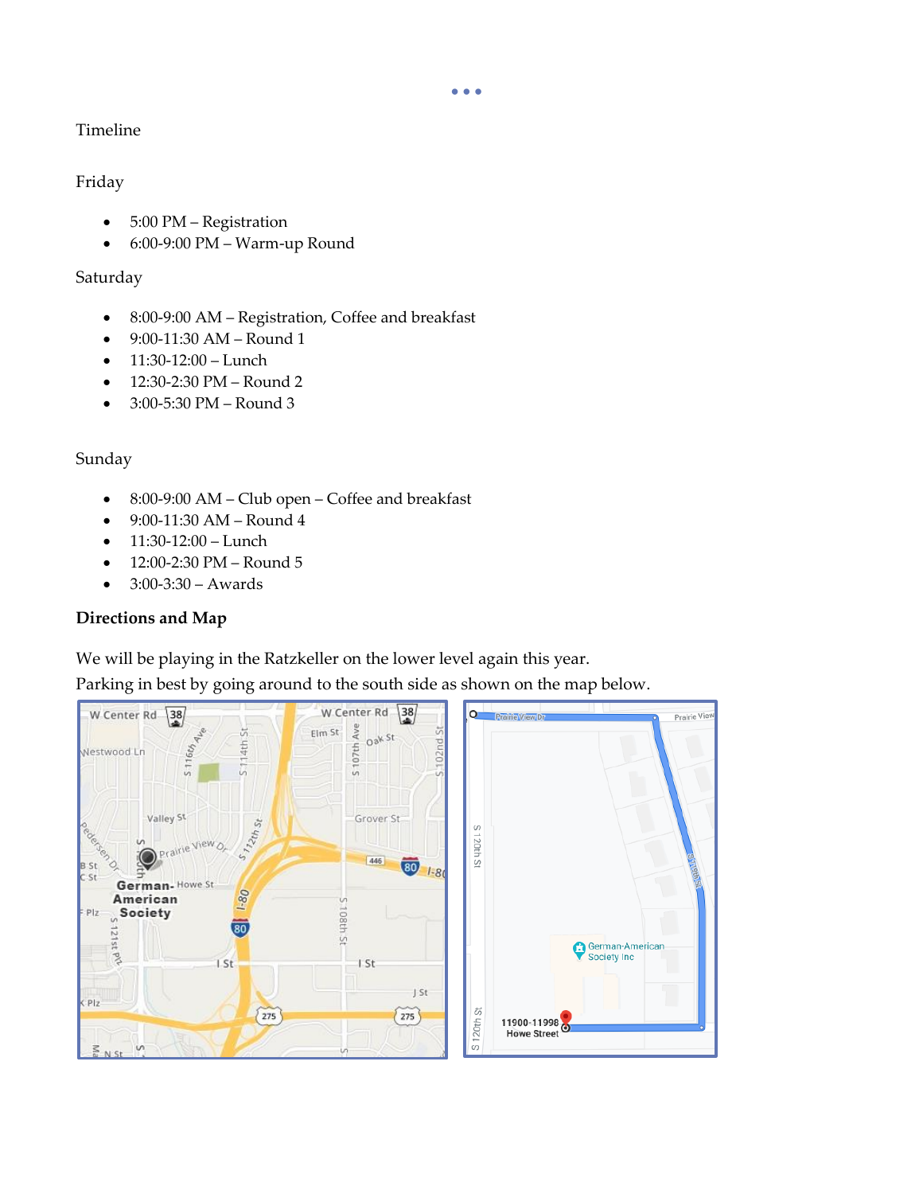Timeline

Friday

- 5:00 PM – Registration
- 6:00-9:00 PM – Warm-up Round

Saturday

- 8:00-9:00 AM – Registration, Coffee and breakfast
- 9:00-11:30 AM – Round 1
- 11:30-12:00 – Lunch
- 12:30-2:30 PM – Round 2
- 3:00-5:30 PM – Round 3

Sunday

- 8:00-9:00 AM – Club open – Coffee and breakfast
- 9:00-11:30 AM – Round 4
- 11:30-12:00 – Lunch
- 12:00-2:30 PM – Round 5
- 3:00-3:30 – Awards

**Directions and Map**

We will be playing in the Ratzkeller on the lower level again this year.
Parking in best by going around to the south side as shown on the map below.